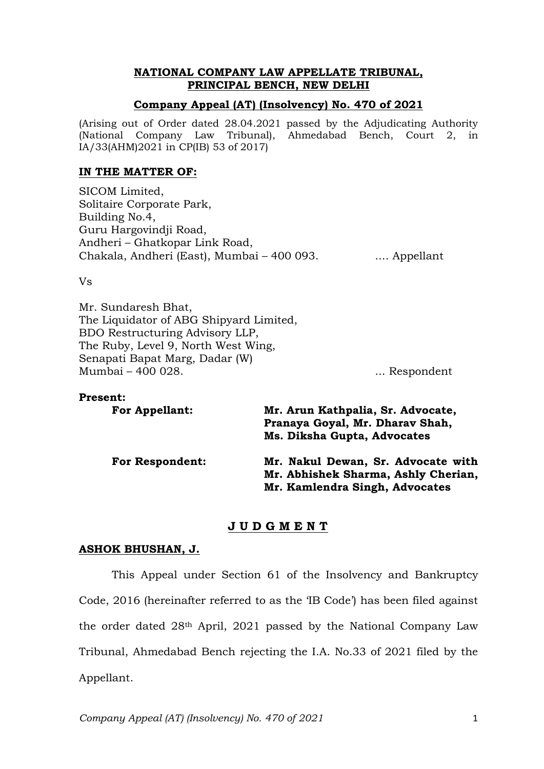**NATIONAL COMPANY LAW APPELLATE TRIBUNAL,**
**PRINCIPAL BENCH, NEW DELHI**

**Company Appeal (AT) (Insolvency) No. 470 of 2021**

(Arising out of Order dated 28.04.2021 passed by the Adjudicating Authority (National Company Law Tribunal), Ahmedabad Bench, Court 2, in IA/33(AHM)2021 in CP(IB) 53 of 2017)

**IN THE MATTER OF:**

SICOM Limited,
Solitaire Corporate Park,
Building No.4,
Guru Hargovindji Road,
Andheri – Ghatkopar Link Road,
Chakala, Andheri (East), Mumbai – 400 093. .... Appellant

Vs

Mr. Sundaresh Bhat,
The Liquidator of ABG Shipyard Limited,
BDO Restructuring Advisory LLP,
The Ruby, Level 9, North West Wing,
Senapati Bapat Marg, Dadar (W)
Mumbai – 400 028. ... Respondent

**Present:**

**For Appellant:** **Mr. Arun Kathpalia, Sr. Advocate, Pranaya Goyal, Mr. Dharav Shah, Ms. Diksha Gupta, Advocates**

**For Respondent:** **Mr. Nakul Dewan, Sr. Advocate with Mr. Abhishek Sharma, Ashly Cherian, Mr. Kamlendra Singh, Advocates**

**J U D G M E N T**

**ASHOK BHUSHAN, J.**

This Appeal under Section 61 of the Insolvency and Bankruptcy Code, 2016 (hereinafter referred to as the 'IB Code') has been filed against the order dated 28th April, 2021 passed by the National Company Law Tribunal, Ahmedabad Bench rejecting the I.A. No.33 of 2021 filed by the Appellant.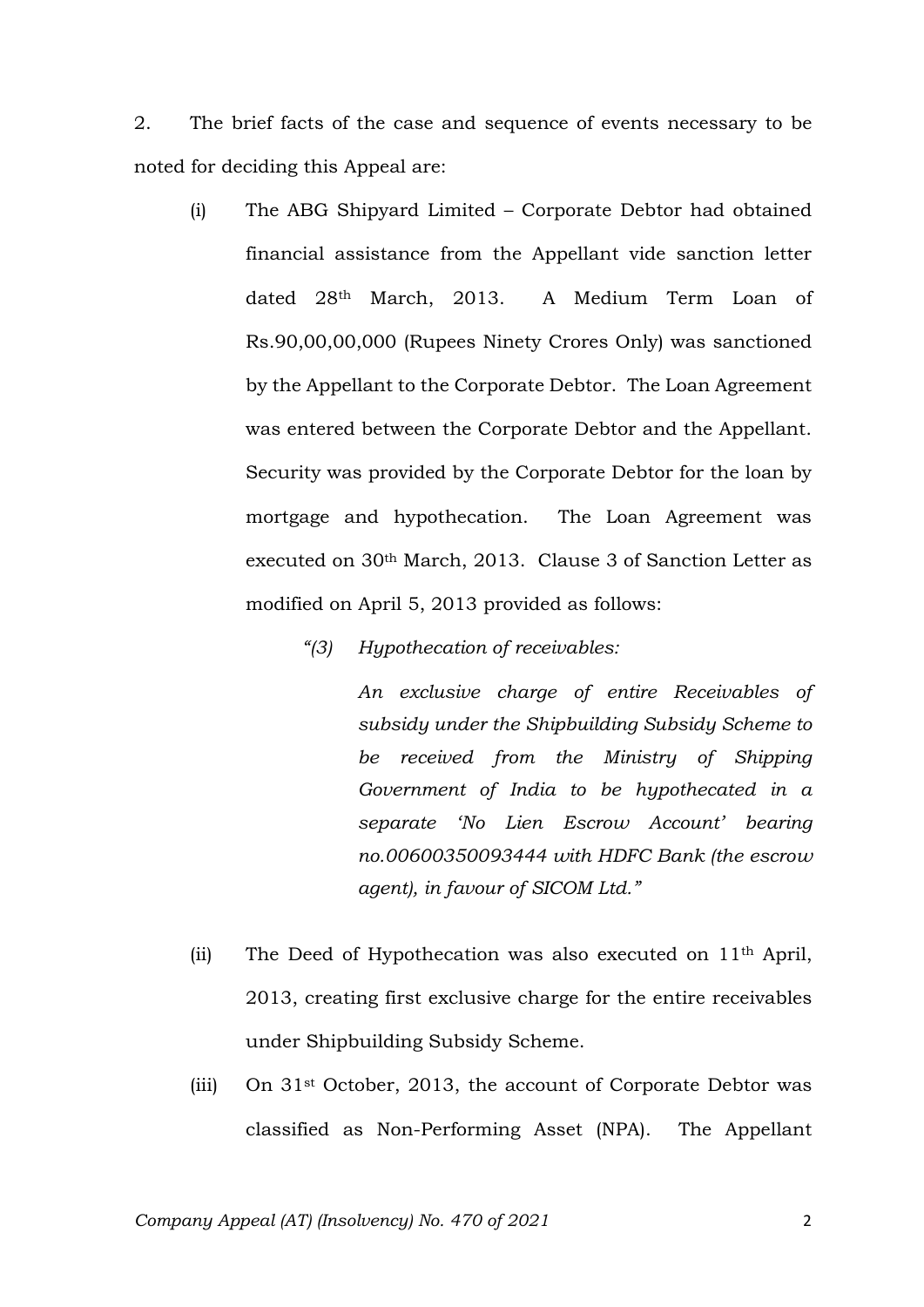2. The brief facts of the case and sequence of events necessary to be noted for deciding this Appeal are:

(i) The ABG Shipyard Limited – Corporate Debtor had obtained financial assistance from the Appellant vide sanction letter dated 28th March, 2013. A Medium Term Loan of Rs.90,00,00,000 (Rupees Ninety Crores Only) was sanctioned by the Appellant to the Corporate Debtor. The Loan Agreement was entered between the Corporate Debtor and the Appellant. Security was provided by the Corporate Debtor for the loan by mortgage and hypothecation. The Loan Agreement was executed on 30th March, 2013. Clause 3 of Sanction Letter as modified on April 5, 2013 provided as follows:

> *"(3) Hypothecation of receivables:*
>
> *An exclusive charge of entire Receivables of subsidy under the Shipbuilding Subsidy Scheme to be received from the Ministry of Shipping Government of India to be hypothecated in a separate 'No Lien Escrow Account' bearing no.00600350093444 with HDFC Bank (the escrow agent), in favour of SICOM Ltd."*

(ii) The Deed of Hypothecation was also executed on 11th April, 2013, creating first exclusive charge for the entire receivables under Shipbuilding Subsidy Scheme.

(iii) On 31st October, 2013, the account of Corporate Debtor was classified as Non-Performing Asset (NPA). The Appellant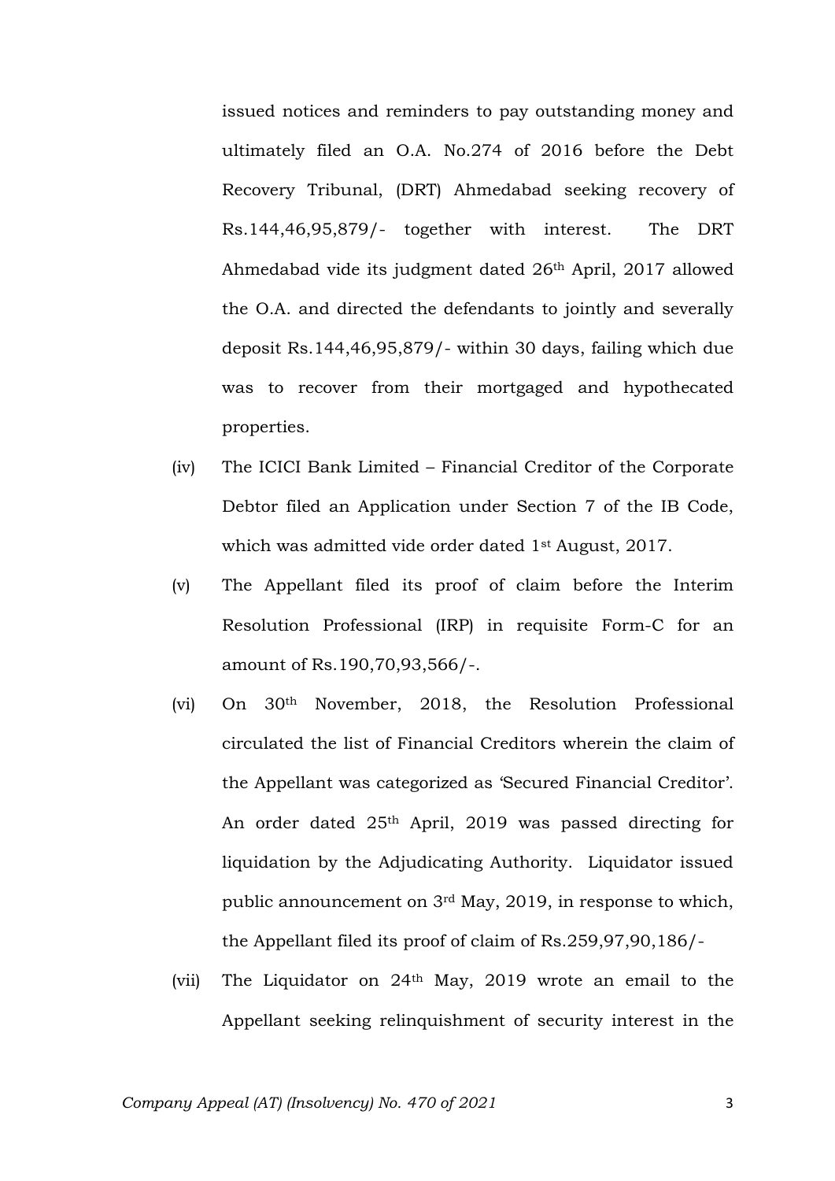issued notices and reminders to pay outstanding money and ultimately filed an O.A. No.274 of 2016 before the Debt Recovery Tribunal, (DRT) Ahmedabad seeking recovery of Rs.144,46,95,879/- together with interest. The DRT Ahmedabad vide its judgment dated 26th April, 2017 allowed the O.A. and directed the defendants to jointly and severally deposit Rs.144,46,95,879/- within 30 days, failing which due was to recover from their mortgaged and hypothecated properties.

(iv) The ICICI Bank Limited – Financial Creditor of the Corporate Debtor filed an Application under Section 7 of the IB Code, which was admitted vide order dated 1st August, 2017.

(v) The Appellant filed its proof of claim before the Interim Resolution Professional (IRP) in requisite Form-C for an amount of Rs.190,70,93,566/-.

(vi) On 30th November, 2018, the Resolution Professional circulated the list of Financial Creditors wherein the claim of the Appellant was categorized as 'Secured Financial Creditor'. An order dated 25th April, 2019 was passed directing for liquidation by the Adjudicating Authority. Liquidator issued public announcement on 3rd May, 2019, in response to which, the Appellant filed its proof of claim of Rs.259,97,90,186/-

(vii) The Liquidator on 24th May, 2019 wrote an email to the Appellant seeking relinquishment of security interest in the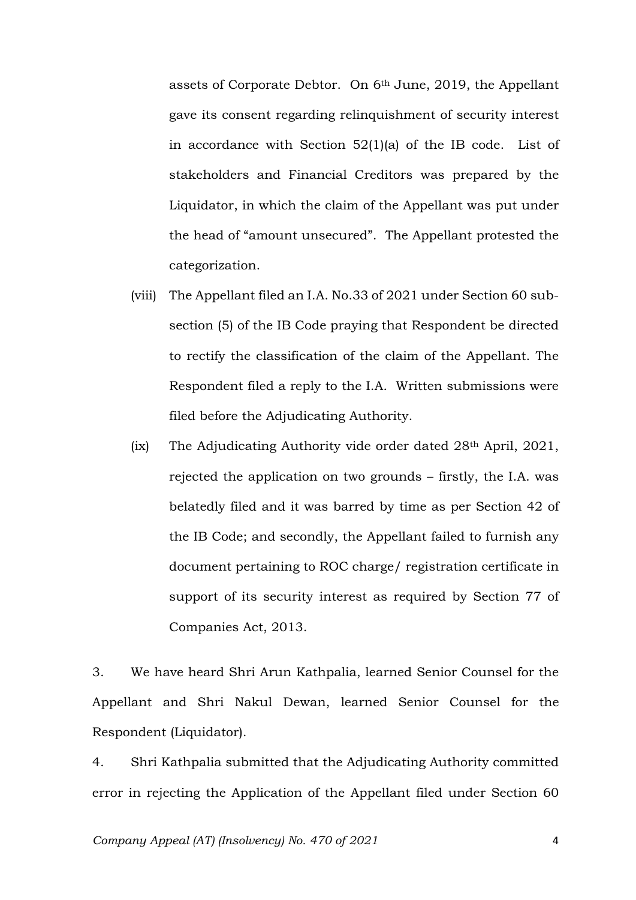assets of Corporate Debtor. On 6th June, 2019, the Appellant gave its consent regarding relinquishment of security interest in accordance with Section 52(1)(a) of the IB code. List of stakeholders and Financial Creditors was prepared by the Liquidator, in which the claim of the Appellant was put under the head of "amount unsecured". The Appellant protested the categorization.

(viii) The Appellant filed an I.A. No.33 of 2021 under Section 60 sub-section (5) of the IB Code praying that Respondent be directed to rectify the classification of the claim of the Appellant. The Respondent filed a reply to the I.A. Written submissions were filed before the Adjudicating Authority.

(ix) The Adjudicating Authority vide order dated 28th April, 2021, rejected the application on two grounds – firstly, the I.A. was belatedly filed and it was barred by time as per Section 42 of the IB Code; and secondly, the Appellant failed to furnish any document pertaining to ROC charge/ registration certificate in support of its security interest as required by Section 77 of Companies Act, 2013.

3. We have heard Shri Arun Kathpalia, learned Senior Counsel for the Appellant and Shri Nakul Dewan, learned Senior Counsel for the Respondent (Liquidator).

4. Shri Kathpalia submitted that the Adjudicating Authority committed error in rejecting the Application of the Appellant filed under Section 60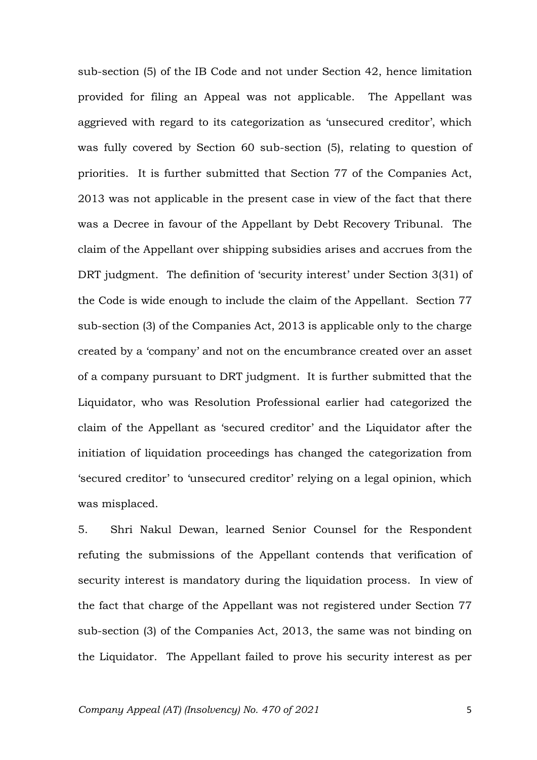sub-section (5) of the IB Code and not under Section 42, hence limitation provided for filing an Appeal was not applicable. The Appellant was aggrieved with regard to its categorization as 'unsecured creditor', which was fully covered by Section 60 sub-section (5), relating to question of priorities. It is further submitted that Section 77 of the Companies Act, 2013 was not applicable in the present case in view of the fact that there was a Decree in favour of the Appellant by Debt Recovery Tribunal. The claim of the Appellant over shipping subsidies arises and accrues from the DRT judgment. The definition of 'security interest' under Section 3(31) of the Code is wide enough to include the claim of the Appellant. Section 77 sub-section (3) of the Companies Act, 2013 is applicable only to the charge created by a 'company' and not on the encumbrance created over an asset of a company pursuant to DRT judgment. It is further submitted that the Liquidator, who was Resolution Professional earlier had categorized the claim of the Appellant as 'secured creditor' and the Liquidator after the initiation of liquidation proceedings has changed the categorization from 'secured creditor' to 'unsecured creditor' relying on a legal opinion, which was misplaced.

5. Shri Nakul Dewan, learned Senior Counsel for the Respondent refuting the submissions of the Appellant contends that verification of security interest is mandatory during the liquidation process. In view of the fact that charge of the Appellant was not registered under Section 77 sub-section (3) of the Companies Act, 2013, the same was not binding on the Liquidator. The Appellant failed to prove his security interest as per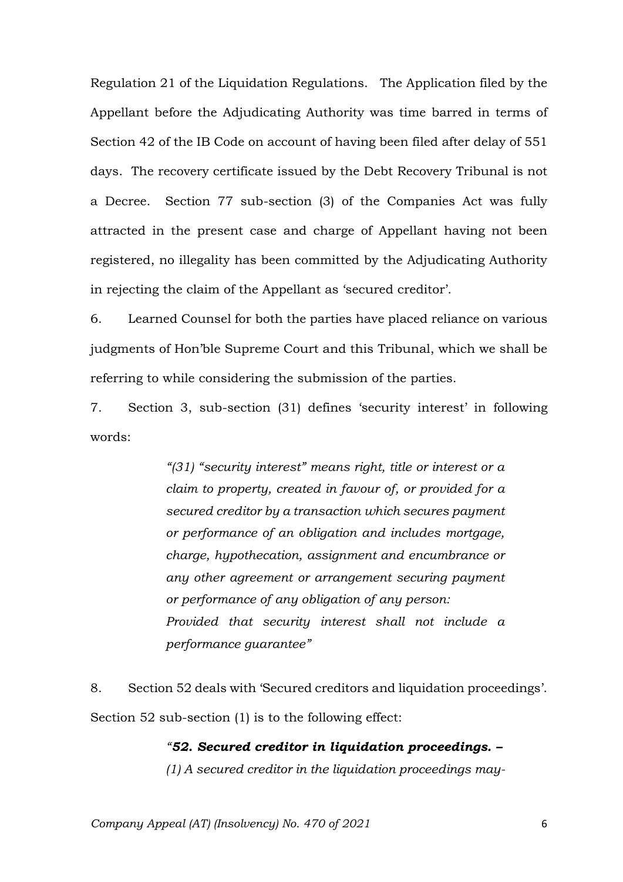Regulation 21 of the Liquidation Regulations. The Application filed by the Appellant before the Adjudicating Authority was time barred in terms of Section 42 of the IB Code on account of having been filed after delay of 551 days. The recovery certificate issued by the Debt Recovery Tribunal is not a Decree. Section 77 sub-section (3) of the Companies Act was fully attracted in the present case and charge of Appellant having not been registered, no illegality has been committed by the Adjudicating Authority in rejecting the claim of the Appellant as 'secured creditor'.

6. Learned Counsel for both the parties have placed reliance on various judgments of Hon'ble Supreme Court and this Tribunal, which we shall be referring to while considering the submission of the parties.

7. Section 3, sub-section (31) defines 'security interest' in following words:

> *"(31) "security interest" means right, title or interest or a claim to property, created in favour of, or provided for a secured creditor by a transaction which secures payment or performance of an obligation and includes mortgage, charge, hypothecation, assignment and encumbrance or any other agreement or arrangement securing payment or performance of any obligation of any person:*
> *Provided that security interest shall not include a performance guarantee"*

8. Section 52 deals with 'Secured creditors and liquidation proceedings'. Section 52 sub-section (1) is to the following effect:

> *"**52. Secured creditor in liquidation proceedings. –***
> *(1) A secured creditor in the liquidation proceedings may-*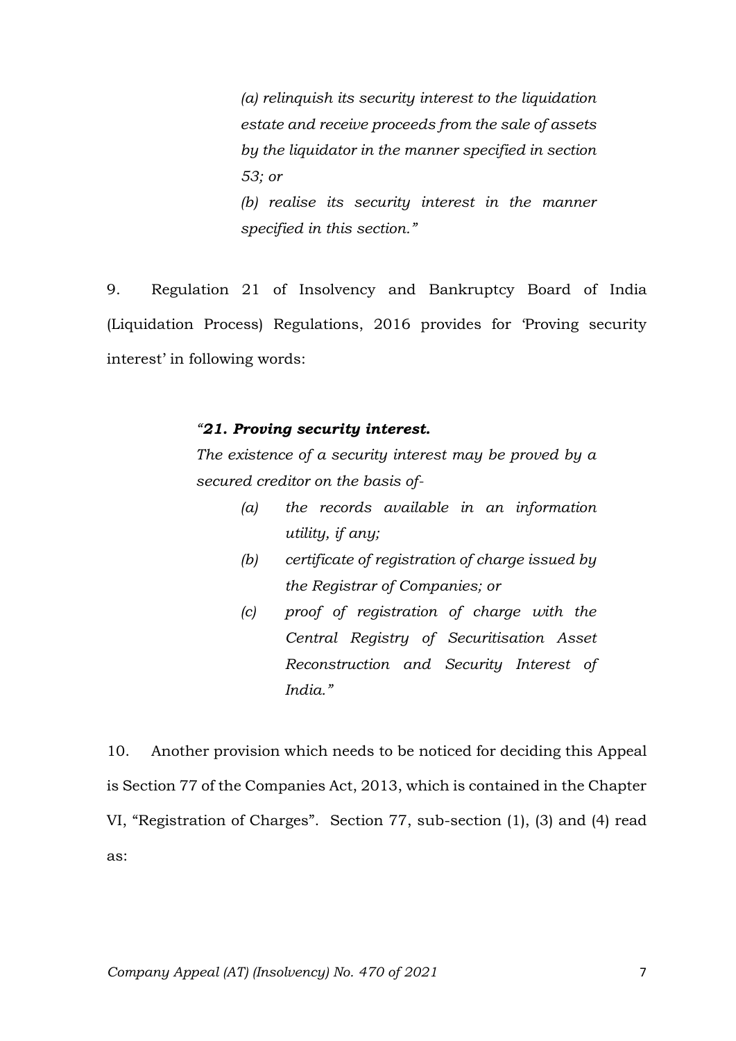> *(a) relinquish its security interest to the liquidation estate and receive proceeds from the sale of assets by the liquidator in the manner specified in section 53; or*
>
> *(b) realise its security interest in the manner specified in this section."*

9. Regulation 21 of Insolvency and Bankruptcy Board of India (Liquidation Process) Regulations, 2016 provides for 'Proving security interest' in following words:

> ***"21. Proving security interest.***
>
> *The existence of a security interest may be proved by a secured creditor on the basis of-*
>
> *(a) the records available in an information utility, if any;*
>
> *(b) certificate of registration of charge issued by the Registrar of Companies; or*
>
> *(c) proof of registration of charge with the Central Registry of Securitisation Asset Reconstruction and Security Interest of India."*

10. Another provision which needs to be noticed for deciding this Appeal is Section 77 of the Companies Act, 2013, which is contained in the Chapter VI, "Registration of Charges". Section 77, sub-section (1), (3) and (4) read as: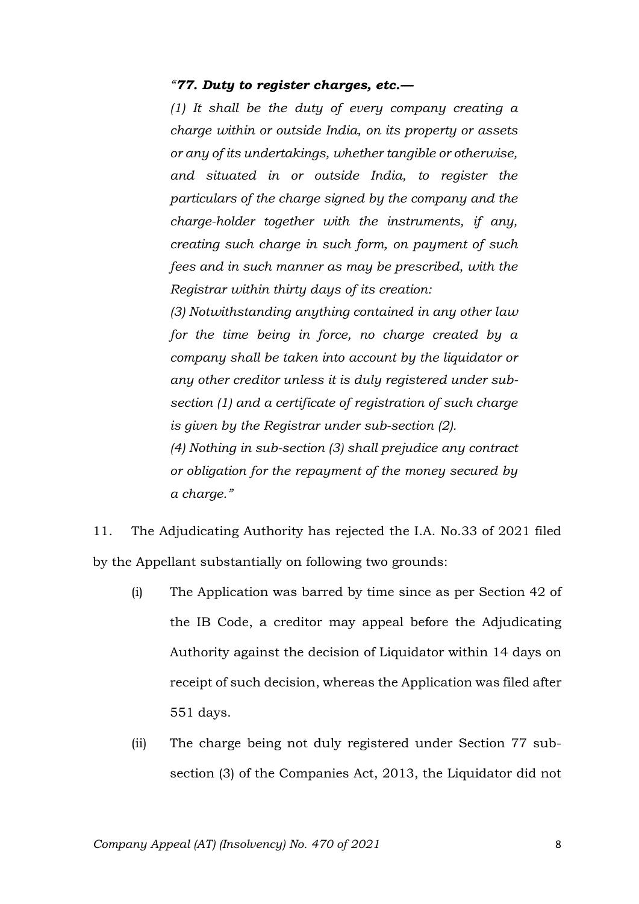> *"**77. Duty to register charges, etc.—***
>
> *(1) It shall be the duty of every company creating a charge within or outside India, on its property or assets or any of its undertakings, whether tangible or otherwise, and situated in or outside India, to register the particulars of the charge signed by the company and the charge-holder together with the instruments, if any, creating such charge in such form, on payment of such fees and in such manner as may be prescribed, with the Registrar within thirty days of its creation:*
>
> *(3) Notwithstanding anything contained in any other law for the time being in force, no charge created by a company shall be taken into account by the liquidator or any other creditor unless it is duly registered under sub-section (1) and a certificate of registration of such charge is given by the Registrar under sub-section (2).*
>
> *(4) Nothing in sub-section (3) shall prejudice any contract or obligation for the repayment of the money secured by a charge."*

11. The Adjudicating Authority has rejected the I.A. No.33 of 2021 filed by the Appellant substantially on following two grounds:

(i) The Application was barred by time since as per Section 42 of the IB Code, a creditor may appeal before the Adjudicating Authority against the decision of Liquidator within 14 days on receipt of such decision, whereas the Application was filed after 551 days.

(ii) The charge being not duly registered under Section 77 sub-section (3) of the Companies Act, 2013, the Liquidator did not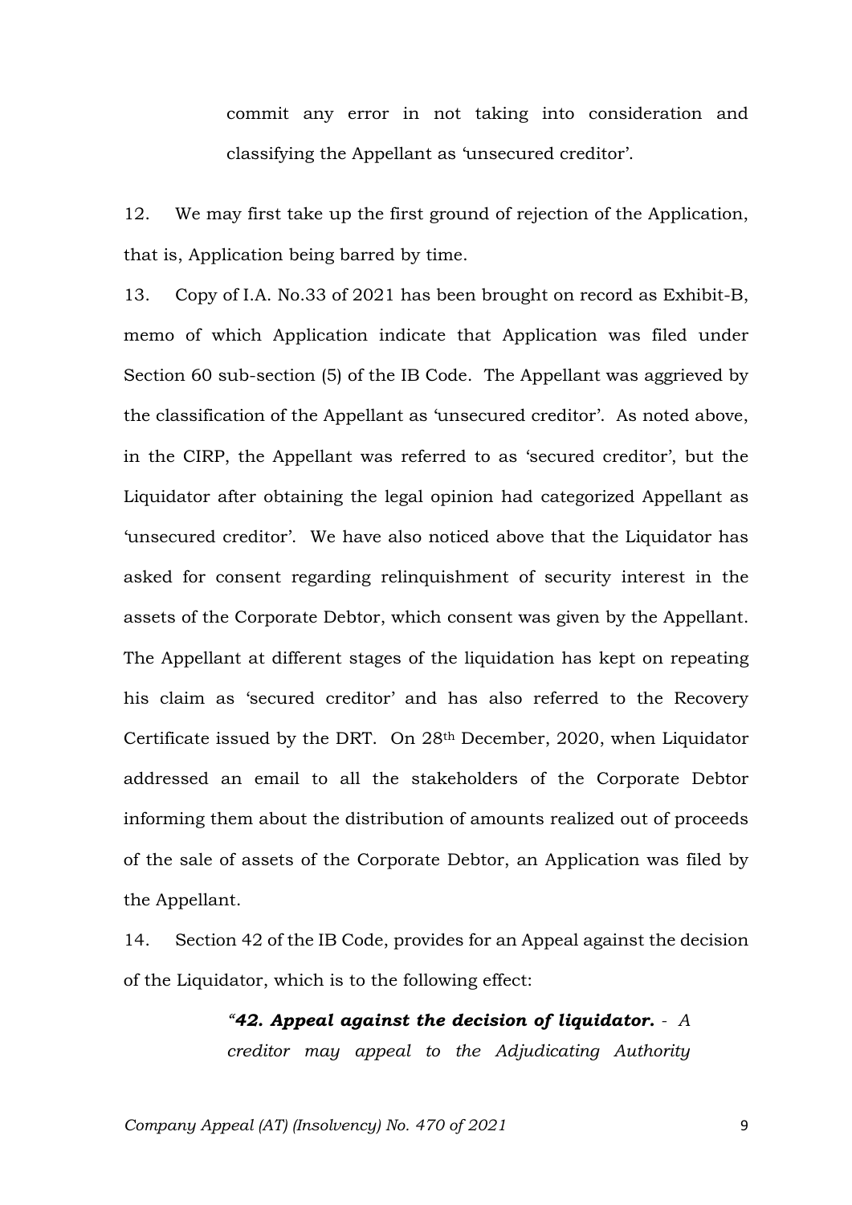commit any error in not taking into consideration and classifying the Appellant as 'unsecured creditor'.

12. We may first take up the first ground of rejection of the Application, that is, Application being barred by time.

13. Copy of I.A. No.33 of 2021 has been brought on record as Exhibit-B, memo of which Application indicate that Application was filed under Section 60 sub-section (5) of the IB Code. The Appellant was aggrieved by the classification of the Appellant as 'unsecured creditor'. As noted above, in the CIRP, the Appellant was referred to as 'secured creditor', but the Liquidator after obtaining the legal opinion had categorized Appellant as 'unsecured creditor'. We have also noticed above that the Liquidator has asked for consent regarding relinquishment of security interest in the assets of the Corporate Debtor, which consent was given by the Appellant. The Appellant at different stages of the liquidation has kept on repeating his claim as 'secured creditor' and has also referred to the Recovery Certificate issued by the DRT. On 28th December, 2020, when Liquidator addressed an email to all the stakeholders of the Corporate Debtor informing them about the distribution of amounts realized out of proceeds of the sale of assets of the Corporate Debtor, an Application was filed by the Appellant.

14. Section 42 of the IB Code, provides for an Appeal against the decision of the Liquidator, which is to the following effect:

> *"**42. Appeal against the decision of liquidator.** - A creditor may appeal to the Adjudicating Authority*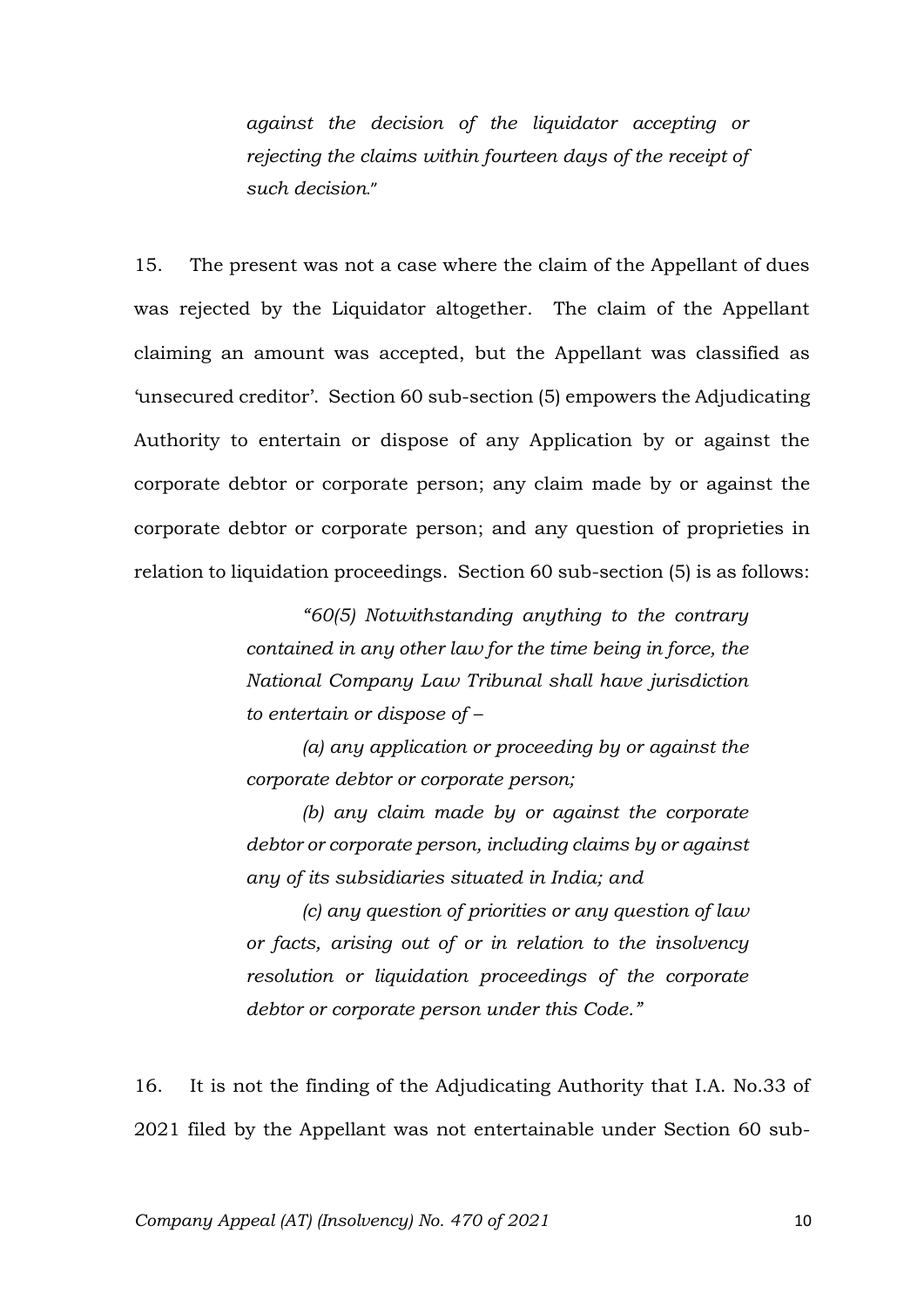> *against the decision of the liquidator accepting or rejecting the claims within fourteen days of the receipt of such decision."*

15. The present was not a case where the claim of the Appellant of dues was rejected by the Liquidator altogether. The claim of the Appellant claiming an amount was accepted, but the Appellant was classified as 'unsecured creditor'. Section 60 sub-section (5) empowers the Adjudicating Authority to entertain or dispose of any Application by or against the corporate debtor or corporate person; any claim made by or against the corporate debtor or corporate person; and any question of proprieties in relation to liquidation proceedings. Section 60 sub-section (5) is as follows:

> *"60(5) Notwithstanding anything to the contrary contained in any other law for the time being in force, the National Company Law Tribunal shall have jurisdiction to entertain or dispose of –*
>
> *(a) any application or proceeding by or against the corporate debtor or corporate person;*
>
> *(b) any claim made by or against the corporate debtor or corporate person, including claims by or against any of its subsidiaries situated in India; and*
>
> *(c) any question of priorities or any question of law or facts, arising out of or in relation to the insolvency resolution or liquidation proceedings of the corporate debtor or corporate person under this Code."*

16. It is not the finding of the Adjudicating Authority that I.A. No.33 of 2021 filed by the Appellant was not entertainable under Section 60 sub-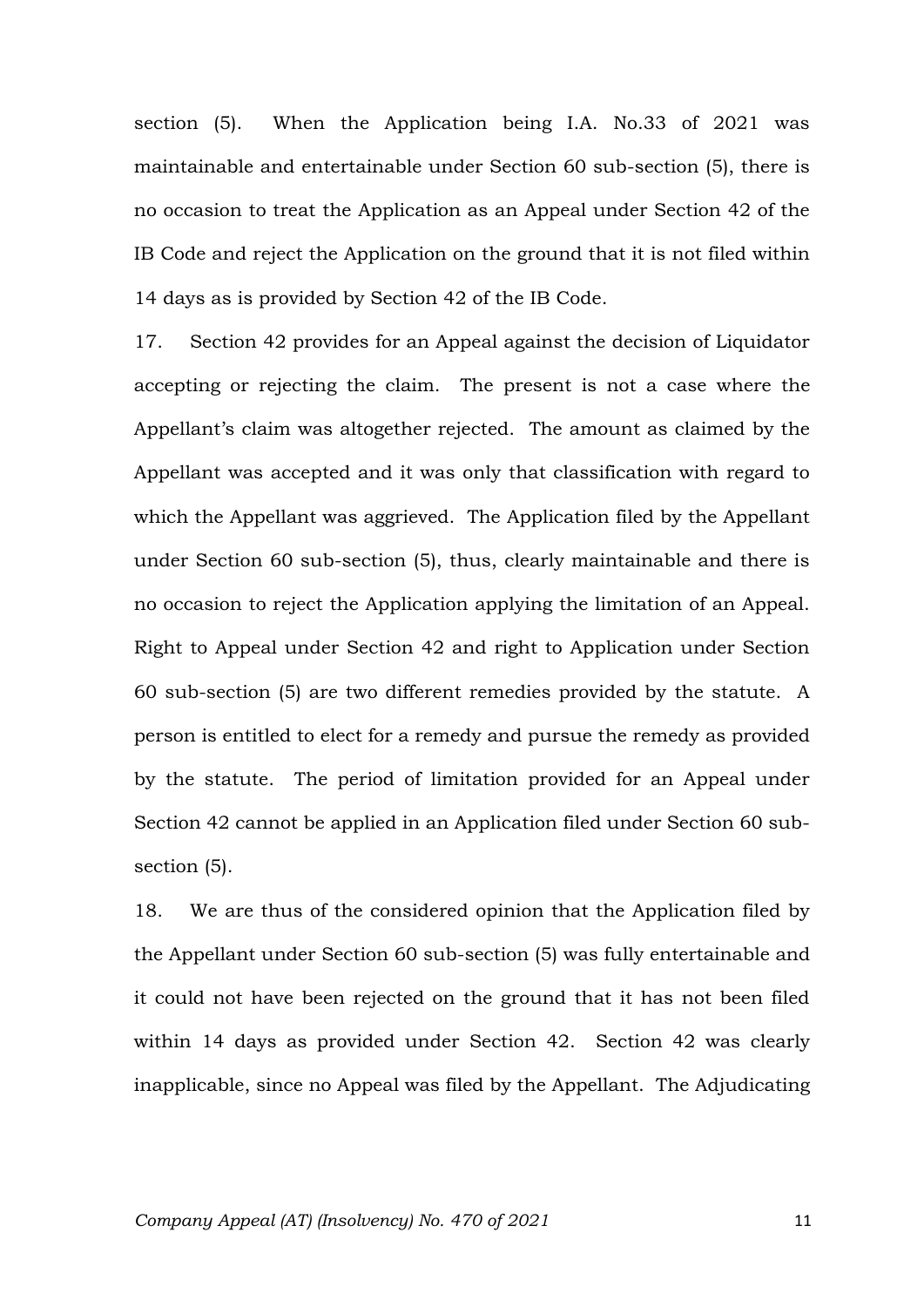section (5). When the Application being I.A. No.33 of 2021 was maintainable and entertainable under Section 60 sub-section (5), there is no occasion to treat the Application as an Appeal under Section 42 of the IB Code and reject the Application on the ground that it is not filed within 14 days as is provided by Section 42 of the IB Code.

17. Section 42 provides for an Appeal against the decision of Liquidator accepting or rejecting the claim. The present is not a case where the Appellant's claim was altogether rejected. The amount as claimed by the Appellant was accepted and it was only that classification with regard to which the Appellant was aggrieved. The Application filed by the Appellant under Section 60 sub-section (5), thus, clearly maintainable and there is no occasion to reject the Application applying the limitation of an Appeal. Right to Appeal under Section 42 and right to Application under Section 60 sub-section (5) are two different remedies provided by the statute. A person is entitled to elect for a remedy and pursue the remedy as provided by the statute. The period of limitation provided for an Appeal under Section 42 cannot be applied in an Application filed under Section 60 sub-section (5).

18. We are thus of the considered opinion that the Application filed by the Appellant under Section 60 sub-section (5) was fully entertainable and it could not have been rejected on the ground that it has not been filed within 14 days as provided under Section 42. Section 42 was clearly inapplicable, since no Appeal was filed by the Appellant. The Adjudicating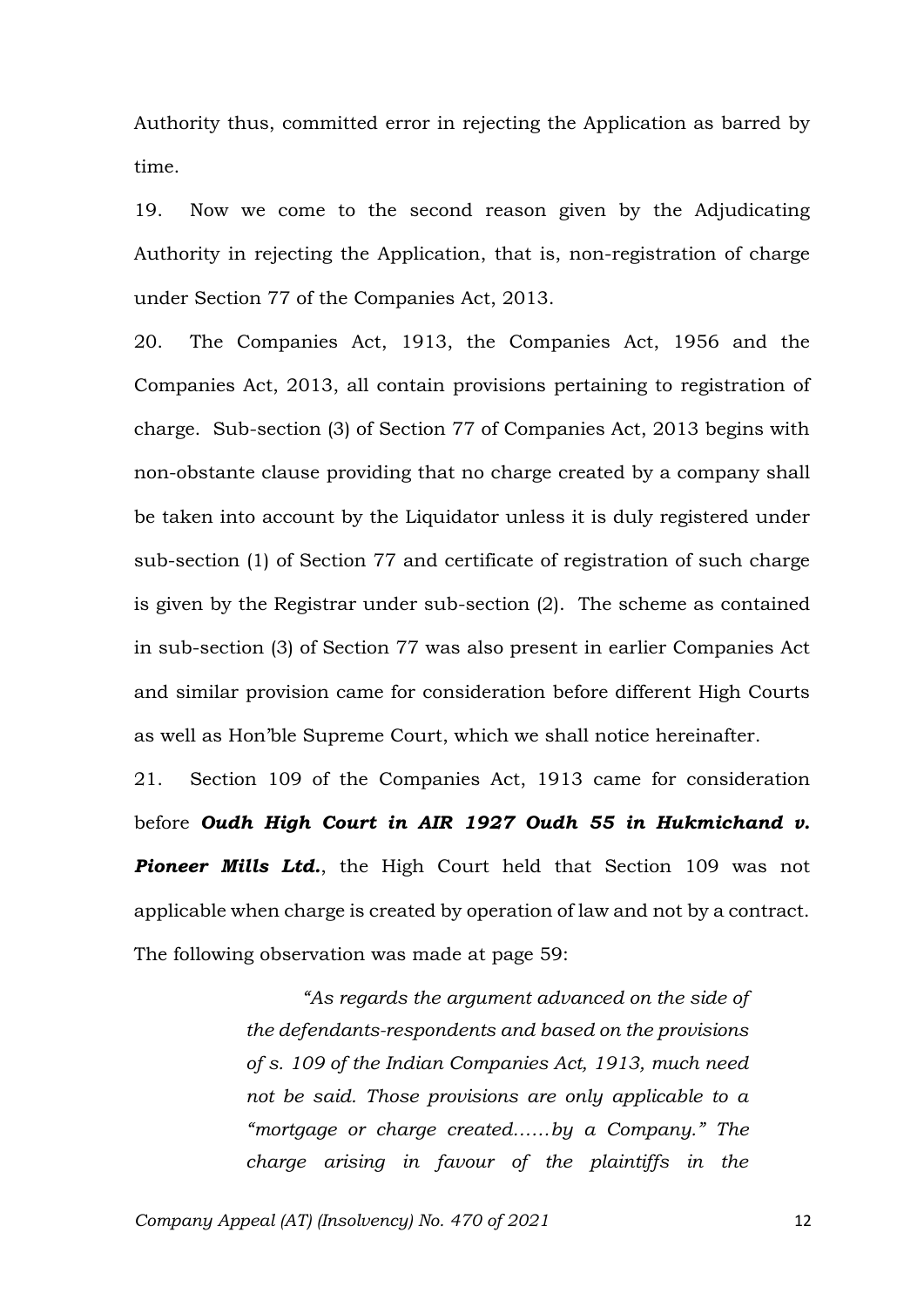Authority thus, committed error in rejecting the Application as barred by time.

19. Now we come to the second reason given by the Adjudicating Authority in rejecting the Application, that is, non-registration of charge under Section 77 of the Companies Act, 2013.

20. The Companies Act, 1913, the Companies Act, 1956 and the Companies Act, 2013, all contain provisions pertaining to registration of charge. Sub-section (3) of Section 77 of Companies Act, 2013 begins with non-obstante clause providing that no charge created by a company shall be taken into account by the Liquidator unless it is duly registered under sub-section (1) of Section 77 and certificate of registration of such charge is given by the Registrar under sub-section (2). The scheme as contained in sub-section (3) of Section 77 was also present in earlier Companies Act and similar provision came for consideration before different High Courts as well as Hon'ble Supreme Court, which we shall notice hereinafter.

21. Section 109 of the Companies Act, 1913 came for consideration before ***Oudh High Court in AIR 1927 Oudh 55 in Hukmichand v. Pioneer Mills Ltd.***, the High Court held that Section 109 was not applicable when charge is created by operation of law and not by a contract. The following observation was made at page 59:

> *"As regards the argument advanced on the side of the defendants-respondents and based on the provisions of s. 109 of the Indian Companies Act, 1913, much need not be said. Those provisions are only applicable to a "mortgage or charge created……by a Company." The charge arising in favour of the plaintiffs in the*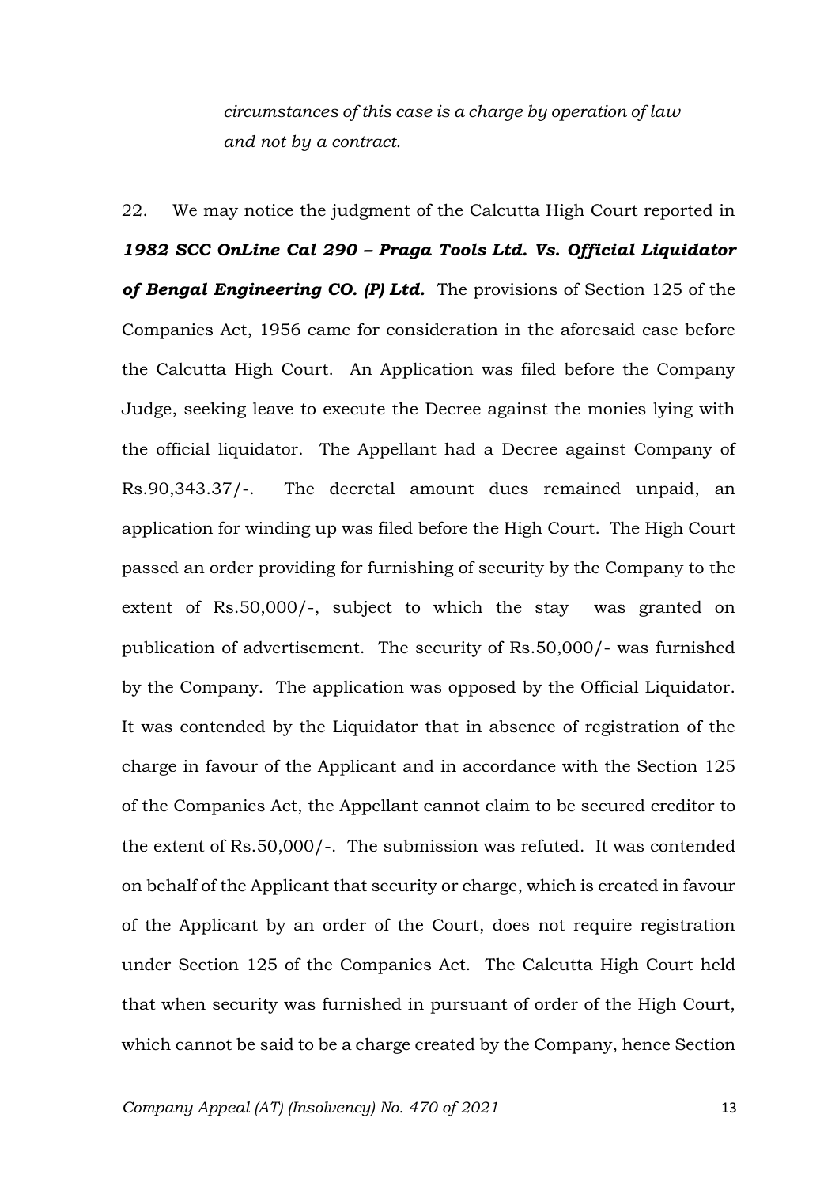*circumstances of this case is a charge by operation of law and not by a contract.*

22. We may notice the judgment of the Calcutta High Court reported in ***1982 SCC OnLine Cal 290 – Praga Tools Ltd. Vs. Official Liquidator of Bengal Engineering CO. (P) Ltd.*** The provisions of Section 125 of the Companies Act, 1956 came for consideration in the aforesaid case before the Calcutta High Court. An Application was filed before the Company Judge, seeking leave to execute the Decree against the monies lying with the official liquidator. The Appellant had a Decree against Company of Rs.90,343.37/-. The decretal amount dues remained unpaid, an application for winding up was filed before the High Court. The High Court passed an order providing for furnishing of security by the Company to the extent of Rs.50,000/-, subject to which the stay was granted on publication of advertisement. The security of Rs.50,000/- was furnished by the Company. The application was opposed by the Official Liquidator. It was contended by the Liquidator that in absence of registration of the charge in favour of the Applicant and in accordance with the Section 125 of the Companies Act, the Appellant cannot claim to be secured creditor to the extent of Rs.50,000/-. The submission was refuted. It was contended on behalf of the Applicant that security or charge, which is created in favour of the Applicant by an order of the Court, does not require registration under Section 125 of the Companies Act. The Calcutta High Court held that when security was furnished in pursuant of order of the High Court, which cannot be said to be a charge created by the Company, hence Section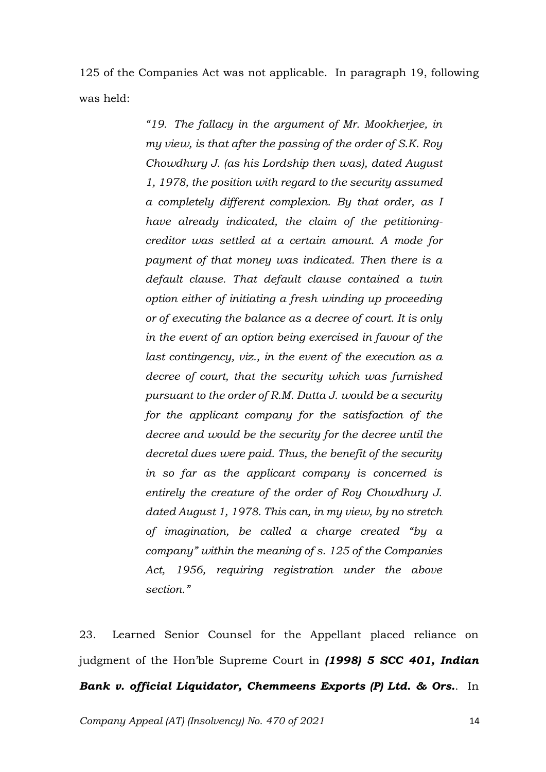125 of the Companies Act was not applicable. In paragraph 19, following was held:

> *"19. The fallacy in the argument of Mr. Mookherjee, in my view, is that after the passing of the order of S.K. Roy Chowdhury J. (as his Lordship then was), dated August 1, 1978, the position with regard to the security assumed a completely different complexion. By that order, as I have already indicated, the claim of the petitioning-creditor was settled at a certain amount. A mode for payment of that money was indicated. Then there is a default clause. That default clause contained a twin option either of initiating a fresh winding up proceeding or of executing the balance as a decree of court. It is only in the event of an option being exercised in favour of the last contingency, viz., in the event of the execution as a decree of court, that the security which was furnished pursuant to the order of R.M. Dutta J. would be a security for the applicant company for the satisfaction of the decree and would be the security for the decree until the decretal dues were paid. Thus, the benefit of the security in so far as the applicant company is concerned is entirely the creature of the order of Roy Chowdhury J. dated August 1, 1978. This can, in my view, by no stretch of imagination, be called a charge created "by a company" within the meaning of s. 125 of the Companies Act, 1956, requiring registration under the above section."*

23. Learned Senior Counsel for the Appellant placed reliance on judgment of the Hon'ble Supreme Court in ***(1998) 5 SCC 401, Indian Bank v. official Liquidator, Chemmeens Exports (P) Ltd. & Ors.***. In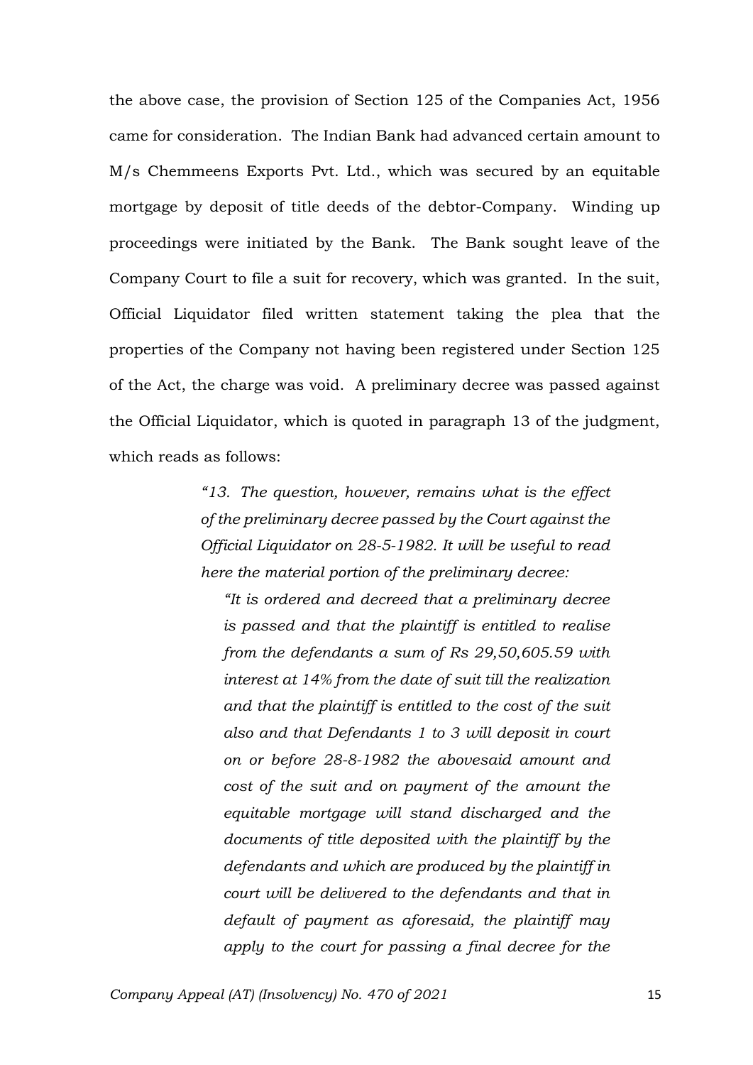the above case, the provision of Section 125 of the Companies Act, 1956 came for consideration. The Indian Bank had advanced certain amount to M/s Chemmeens Exports Pvt. Ltd., which was secured by an equitable mortgage by deposit of title deeds of the debtor-Company. Winding up proceedings were initiated by the Bank. The Bank sought leave of the Company Court to file a suit for recovery, which was granted. In the suit, Official Liquidator filed written statement taking the plea that the properties of the Company not having been registered under Section 125 of the Act, the charge was void. A preliminary decree was passed against the Official Liquidator, which is quoted in paragraph 13 of the judgment, which reads as follows:

> *"13. The question, however, remains what is the effect of the preliminary decree passed by the Court against the Official Liquidator on 28-5-1982. It will be useful to read here the material portion of the preliminary decree:*
>
> *"It is ordered and decreed that a preliminary decree is passed and that the plaintiff is entitled to realise from the defendants a sum of Rs 29,50,605.59 with interest at 14% from the date of suit till the realization and that the plaintiff is entitled to the cost of the suit also and that Defendants 1 to 3 will deposit in court on or before 28-8-1982 the abovesaid amount and cost of the suit and on payment of the amount the equitable mortgage will stand discharged and the documents of title deposited with the plaintiff by the defendants and which are produced by the plaintiff in court will be delivered to the defendants and that in default of payment as aforesaid, the plaintiff may apply to the court for passing a final decree for the*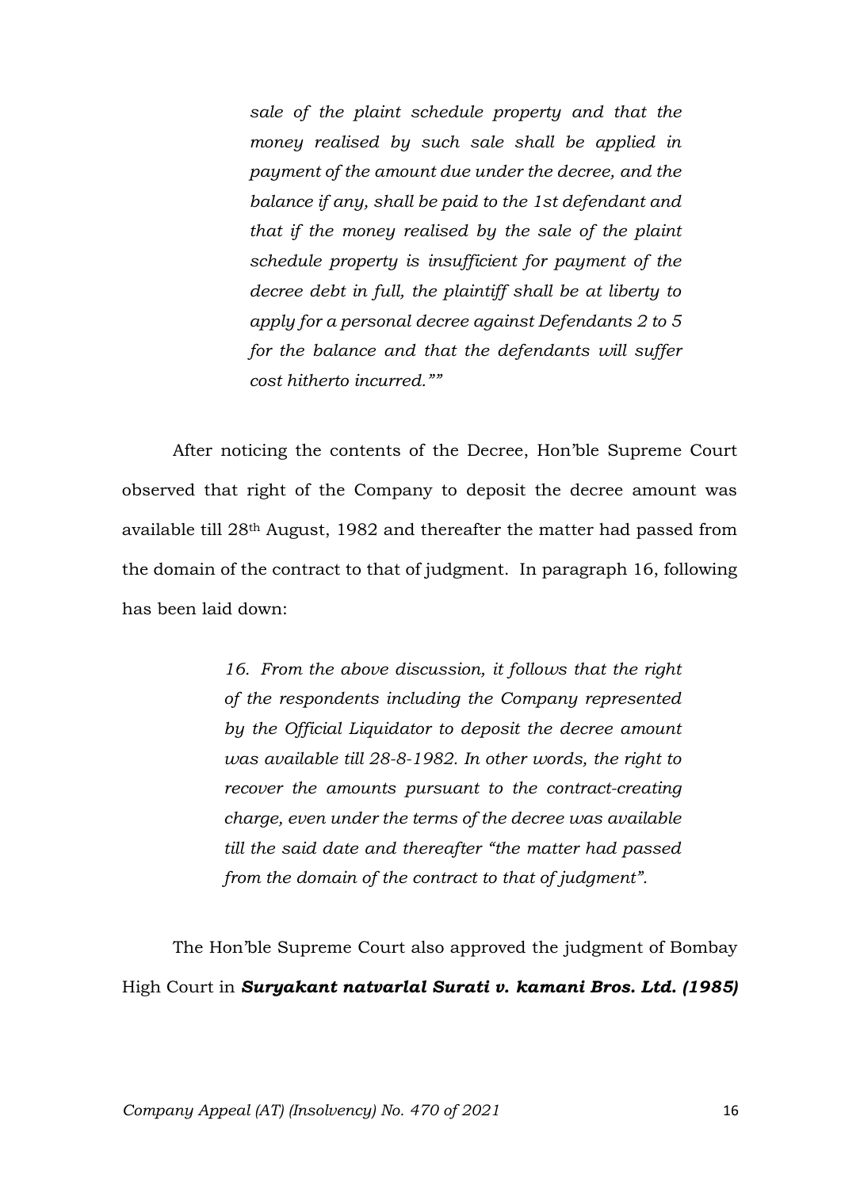> *sale of the plaint schedule property and that the money realised by such sale shall be applied in payment of the amount due under the decree, and the balance if any, shall be paid to the 1st defendant and that if the money realised by the sale of the plaint schedule property is insufficient for payment of the decree debt in full, the plaintiff shall be at liberty to apply for a personal decree against Defendants 2 to 5 for the balance and that the defendants will suffer cost hitherto incurred.""*

After noticing the contents of the Decree, Hon'ble Supreme Court observed that right of the Company to deposit the decree amount was available till 28th August, 1982 and thereafter the matter had passed from the domain of the contract to that of judgment. In paragraph 16, following has been laid down:

> *16. From the above discussion, it follows that the right of the respondents including the Company represented by the Official Liquidator to deposit the decree amount was available till 28-8-1982. In other words, the right to recover the amounts pursuant to the contract-creating charge, even under the terms of the decree was available till the said date and thereafter "the matter had passed from the domain of the contract to that of judgment".*

The Hon'ble Supreme Court also approved the judgment of Bombay High Court in ***Suryakant natvarlal Surati v. kamani Bros. Ltd. (1985)***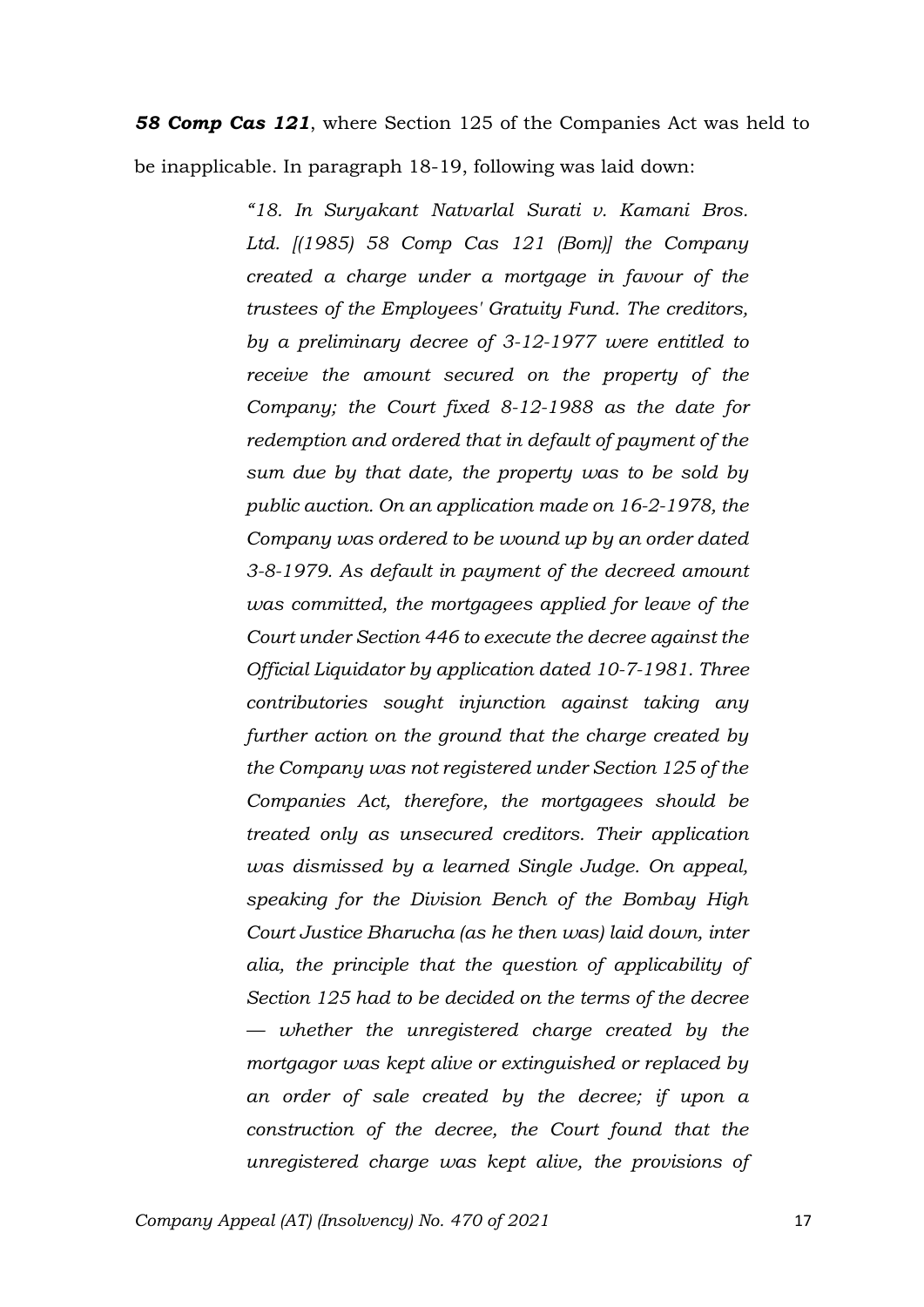***58 Comp Cas 121***, where Section 125 of the Companies Act was held to be inapplicable. In paragraph 18-19, following was laid down:

> *"18. In Suryakant Natvarlal Surati v. Kamani Bros. Ltd. [(1985) 58 Comp Cas 121 (Bom)] the Company created a charge under a mortgage in favour of the trustees of the Employees' Gratuity Fund. The creditors, by a preliminary decree of 3-12-1977 were entitled to receive the amount secured on the property of the Company; the Court fixed 8-12-1988 as the date for redemption and ordered that in default of payment of the sum due by that date, the property was to be sold by public auction. On an application made on 16-2-1978, the Company was ordered to be wound up by an order dated 3-8-1979. As default in payment of the decreed amount was committed, the mortgagees applied for leave of the Court under Section 446 to execute the decree against the Official Liquidator by application dated 10-7-1981. Three contributories sought injunction against taking any further action on the ground that the charge created by the Company was not registered under Section 125 of the Companies Act, therefore, the mortgagees should be treated only as unsecured creditors. Their application was dismissed by a learned Single Judge. On appeal, speaking for the Division Bench of the Bombay High Court Justice Bharucha (as he then was) laid down, inter alia, the principle that the question of applicability of Section 125 had to be decided on the terms of the decree — whether the unregistered charge created by the mortgagor was kept alive or extinguished or replaced by an order of sale created by the decree; if upon a construction of the decree, the Court found that the unregistered charge was kept alive, the provisions of*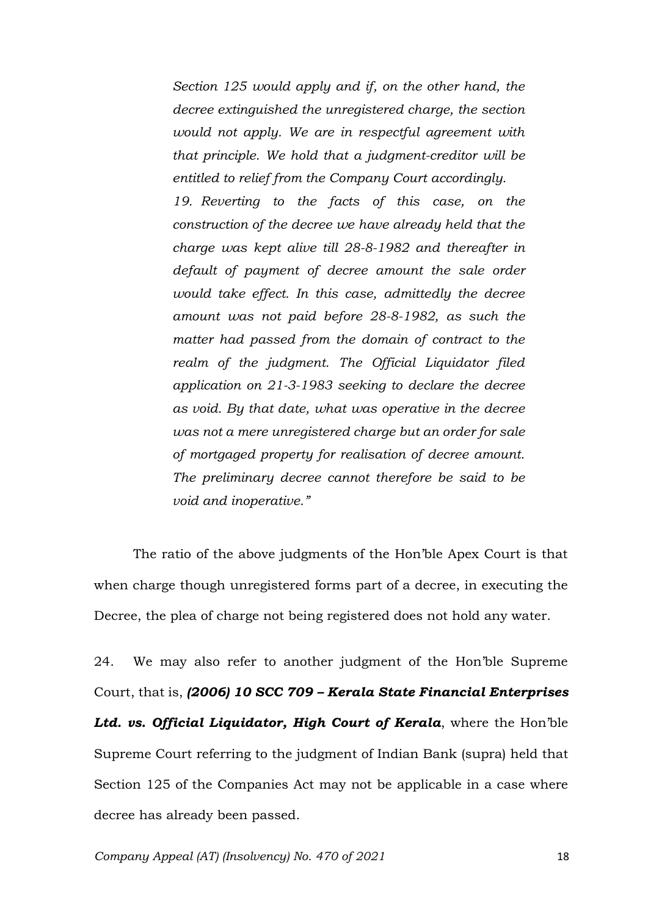*Section 125 would apply and if, on the other hand, the decree extinguished the unregistered charge, the section would not apply. We are in respectful agreement with that principle. We hold that a judgment-creditor will be entitled to relief from the Company Court accordingly.*

*19. Reverting to the facts of this case, on the construction of the decree we have already held that the charge was kept alive till 28-8-1982 and thereafter in default of payment of decree amount the sale order would take effect. In this case, admittedly the decree amount was not paid before 28-8-1982, as such the matter had passed from the domain of contract to the realm of the judgment. The Official Liquidator filed application on 21-3-1983 seeking to declare the decree as void. By that date, what was operative in the decree was not a mere unregistered charge but an order for sale of mortgaged property for realisation of decree amount. The preliminary decree cannot therefore be said to be void and inoperative."*

The ratio of the above judgments of the Hon'ble Apex Court is that when charge though unregistered forms part of a decree, in executing the Decree, the plea of charge not being registered does not hold any water.

24. We may also refer to another judgment of the Hon'ble Supreme Court, that is, ***(2006) 10 SCC 709 – Kerala State Financial Enterprises Ltd. vs. Official Liquidator, High Court of Kerala***, where the Hon'ble Supreme Court referring to the judgment of Indian Bank (supra) held that Section 125 of the Companies Act may not be applicable in a case where decree has already been passed.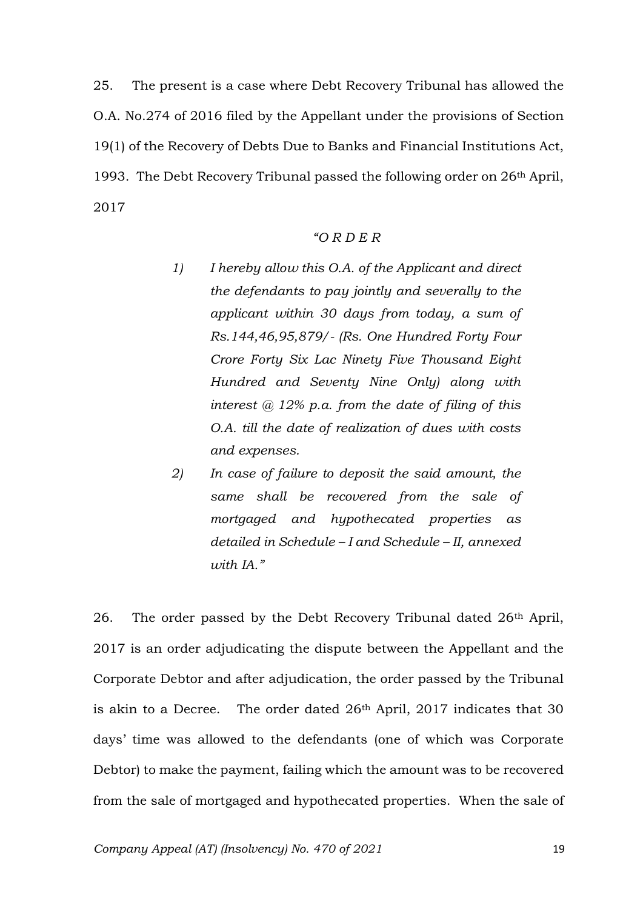25. The present is a case where Debt Recovery Tribunal has allowed the O.A. No.274 of 2016 filed by the Appellant under the provisions of Section 19(1) of the Recovery of Debts Due to Banks and Financial Institutions Act, 1993. The Debt Recovery Tribunal passed the following order on 26th April, 2017

> *"O R D E R*
>
> *1) I hereby allow this O.A. of the Applicant and direct the defendants to pay jointly and severally to the applicant within 30 days from today, a sum of Rs.144,46,95,879/- (Rs. One Hundred Forty Four Crore Forty Six Lac Ninety Five Thousand Eight Hundred and Seventy Nine Only) along with interest @ 12% p.a. from the date of filing of this O.A. till the date of realization of dues with costs and expenses.*
>
> *2) In case of failure to deposit the said amount, the same shall be recovered from the sale of mortgaged and hypothecated properties as detailed in Schedule – I and Schedule – II, annexed with IA."*

26. The order passed by the Debt Recovery Tribunal dated 26th April, 2017 is an order adjudicating the dispute between the Appellant and the Corporate Debtor and after adjudication, the order passed by the Tribunal is akin to a Decree. The order dated 26th April, 2017 indicates that 30 days' time was allowed to the defendants (one of which was Corporate Debtor) to make the payment, failing which the amount was to be recovered from the sale of mortgaged and hypothecated properties. When the sale of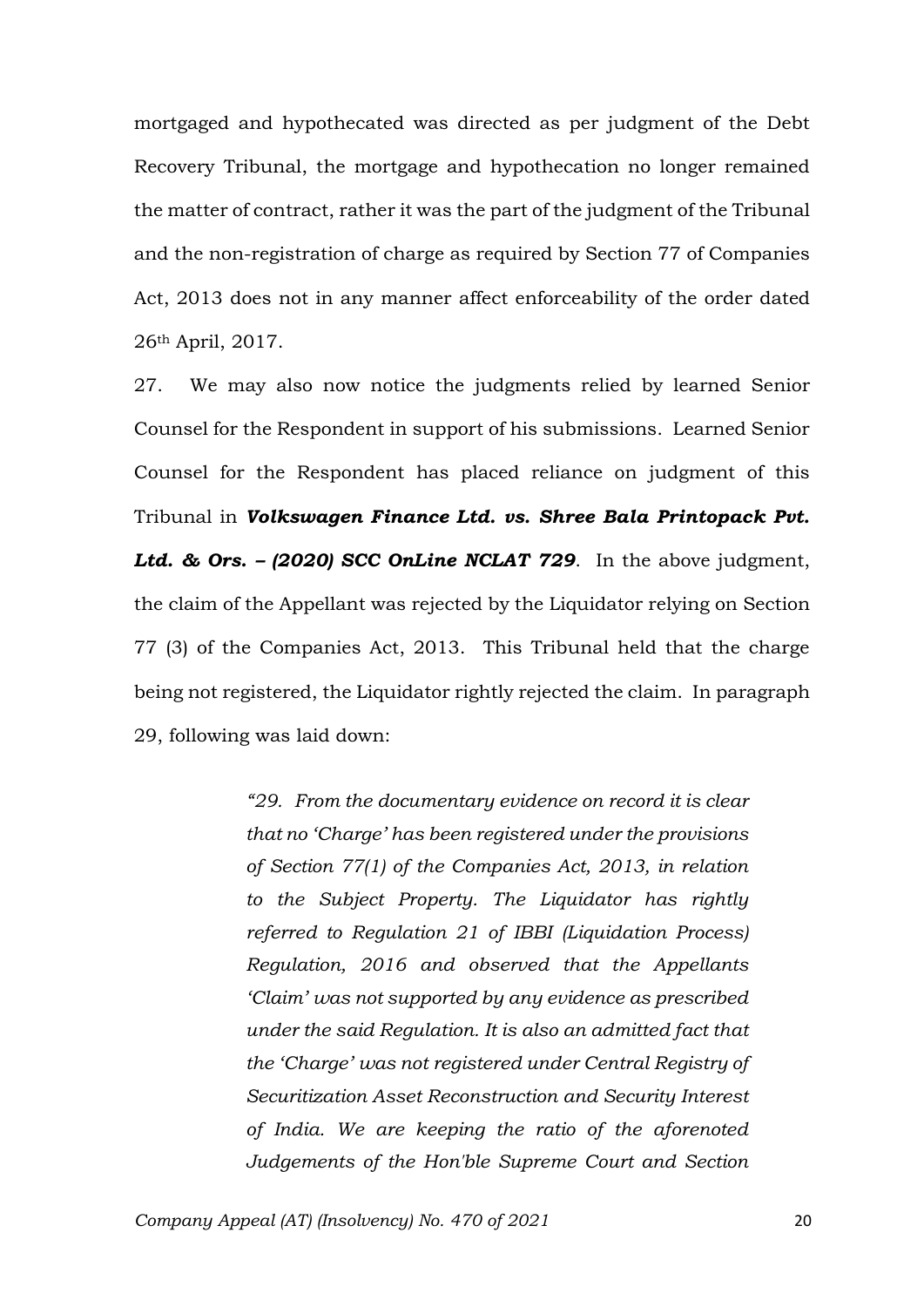mortgaged and hypothecated was directed as per judgment of the Debt Recovery Tribunal, the mortgage and hypothecation no longer remained the matter of contract, rather it was the part of the judgment of the Tribunal and the non-registration of charge as required by Section 77 of Companies Act, 2013 does not in any manner affect enforceability of the order dated 26th April, 2017.

27. We may also now notice the judgments relied by learned Senior Counsel for the Respondent in support of his submissions. Learned Senior Counsel for the Respondent has placed reliance on judgment of this Tribunal in ***Volkswagen Finance Ltd. vs. Shree Bala Printopack Pvt. Ltd. & Ors. – (2020) SCC OnLine NCLAT 729***. In the above judgment, the claim of the Appellant was rejected by the Liquidator relying on Section 77 (3) of the Companies Act, 2013. This Tribunal held that the charge being not registered, the Liquidator rightly rejected the claim. In paragraph 29, following was laid down:

> *"29. From the documentary evidence on record it is clear that no 'Charge' has been registered under the provisions of Section 77(1) of the Companies Act, 2013, in relation to the Subject Property. The Liquidator has rightly referred to Regulation 21 of IBBI (Liquidation Process) Regulation, 2016 and observed that the Appellants 'Claim' was not supported by any evidence as prescribed under the said Regulation. It is also an admitted fact that the 'Charge' was not registered under Central Registry of Securitization Asset Reconstruction and Security Interest of India. We are keeping the ratio of the aforenoted Judgements of the Hon'ble Supreme Court and Section*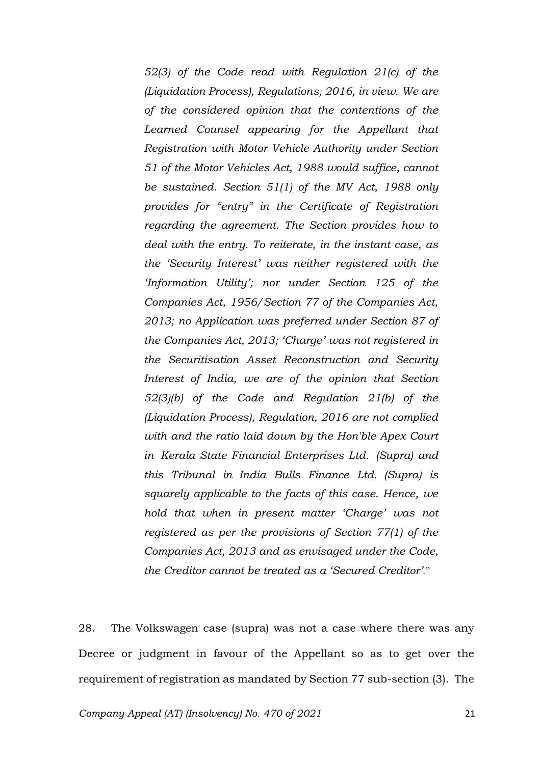*52(3) of the Code read with Regulation 21(c) of the (Liquidation Process), Regulations, 2016, in view. We are of the considered opinion that the contentions of the Learned Counsel appearing for the Appellant that Registration with Motor Vehicle Authority under Section 51 of the Motor Vehicles Act, 1988 would suffice, cannot be sustained. Section 51(1) of the MV Act, 1988 only provides for "entry" in the Certificate of Registration regarding the agreement. The Section provides how to deal with the entry. To reiterate, in the instant case, as the 'Security Interest' was neither registered with the 'Information Utility'; nor under Section 125 of the Companies Act, 1956/Section 77 of the Companies Act, 2013; no Application was preferred under Section 87 of the Companies Act, 2013; 'Charge' was not registered in the Securitisation Asset Reconstruction and Security Interest of India, we are of the opinion that Section 52(3)(b) of the Code and Regulation 21(b) of the (Liquidation Process), Regulation, 2016 are not complied with and the ratio laid down by the Hon'ble Apex Court in Kerala State Financial Enterprises Ltd. (Supra) and this Tribunal in India Bulls Finance Ltd. (Supra) is squarely applicable to the facts of this case. Hence, we hold that when in present matter 'Charge' was not registered as per the provisions of Section 77(1) of the Companies Act, 2013 and as envisaged under the Code, the Creditor cannot be treated as a 'Secured Creditor'.*"

28. The Volkswagen case (supra) was not a case where there was any Decree or judgment in favour of the Appellant so as to get over the requirement of registration as mandated by Section 77 sub-section (3). The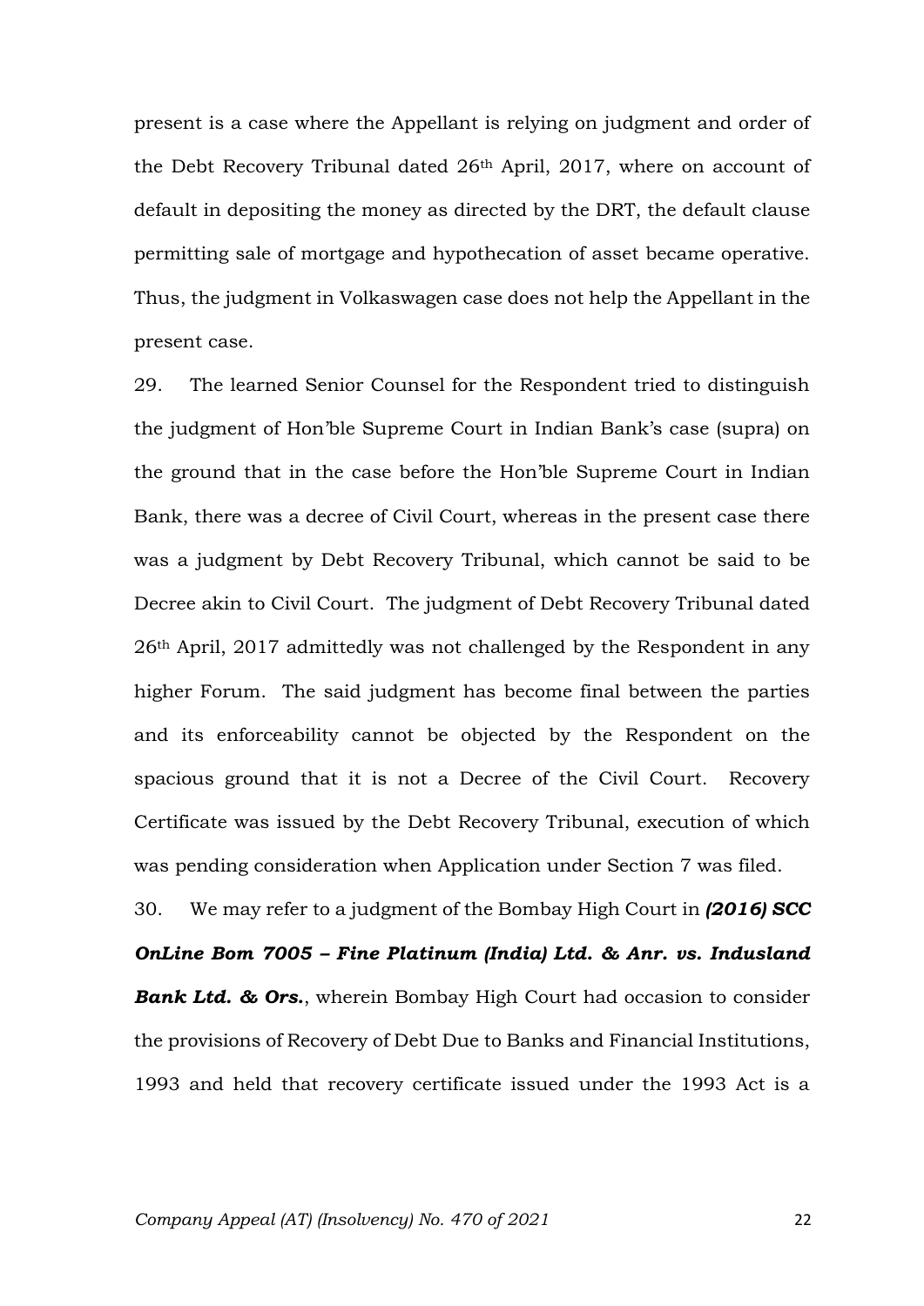present is a case where the Appellant is relying on judgment and order of the Debt Recovery Tribunal dated 26th April, 2017, where on account of default in depositing the money as directed by the DRT, the default clause permitting sale of mortgage and hypothecation of asset became operative. Thus, the judgment in Volkaswagen case does not help the Appellant in the present case.

29. The learned Senior Counsel for the Respondent tried to distinguish the judgment of Hon'ble Supreme Court in Indian Bank's case (supra) on the ground that in the case before the Hon'ble Supreme Court in Indian Bank, there was a decree of Civil Court, whereas in the present case there was a judgment by Debt Recovery Tribunal, which cannot be said to be Decree akin to Civil Court. The judgment of Debt Recovery Tribunal dated 26th April, 2017 admittedly was not challenged by the Respondent in any higher Forum. The said judgment has become final between the parties and its enforceability cannot be objected by the Respondent on the spacious ground that it is not a Decree of the Civil Court. Recovery Certificate was issued by the Debt Recovery Tribunal, execution of which was pending consideration when Application under Section 7 was filed.

30. We may refer to a judgment of the Bombay High Court in ***(2016) SCC OnLine Bom 7005 – Fine Platinum (India) Ltd. & Anr. vs. Indusland Bank Ltd. & Ors.***, wherein Bombay High Court had occasion to consider the provisions of Recovery of Debt Due to Banks and Financial Institutions, 1993 and held that recovery certificate issued under the 1993 Act is a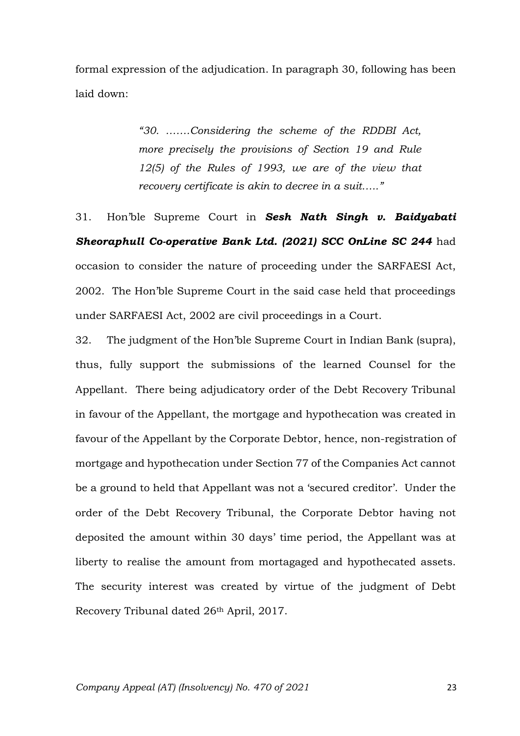formal expression of the adjudication. In paragraph 30, following has been laid down:

> *"30. …….Considering the scheme of the RDDBI Act, more precisely the provisions of Section 19 and Rule 12(5) of the Rules of 1993, we are of the view that recovery certificate is akin to decree in a suit….."*

31. Hon'ble Supreme Court in ***Sesh Nath Singh v. Baidyabati Sheoraphull Co-operative Bank Ltd. (2021) SCC OnLine SC 244*** had occasion to consider the nature of proceeding under the SARFAESI Act, 2002. The Hon'ble Supreme Court in the said case held that proceedings under SARFAESI Act, 2002 are civil proceedings in a Court.

32. The judgment of the Hon'ble Supreme Court in Indian Bank (supra), thus, fully support the submissions of the learned Counsel for the Appellant. There being adjudicatory order of the Debt Recovery Tribunal in favour of the Appellant, the mortgage and hypothecation was created in favour of the Appellant by the Corporate Debtor, hence, non-registration of mortgage and hypothecation under Section 77 of the Companies Act cannot be a ground to held that Appellant was not a 'secured creditor'. Under the order of the Debt Recovery Tribunal, the Corporate Debtor having not deposited the amount within 30 days' time period, the Appellant was at liberty to realise the amount from mortagaged and hypothecated assets. The security interest was created by virtue of the judgment of Debt Recovery Tribunal dated 26th April, 2017.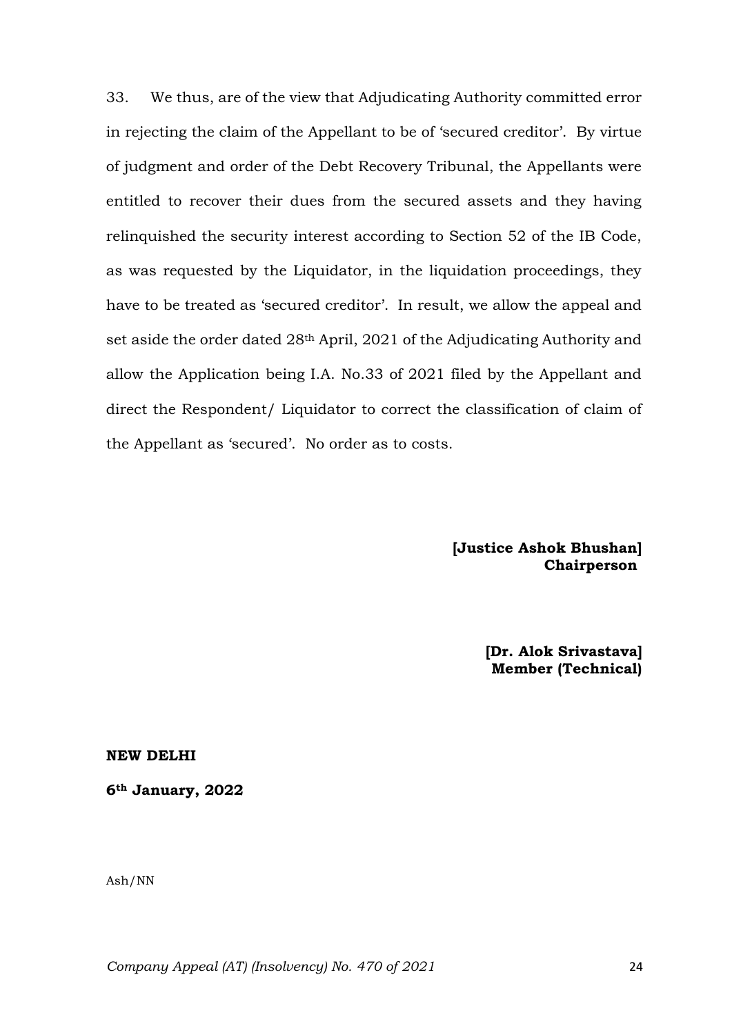33. We thus, are of the view that Adjudicating Authority committed error in rejecting the claim of the Appellant to be of 'secured creditor'. By virtue of judgment and order of the Debt Recovery Tribunal, the Appellants were entitled to recover their dues from the secured assets and they having relinquished the security interest according to Section 52 of the IB Code, as was requested by the Liquidator, in the liquidation proceedings, they have to be treated as 'secured creditor'. In result, we allow the appeal and set aside the order dated 28th April, 2021 of the Adjudicating Authority and allow the Application being I.A. No.33 of 2021 filed by the Appellant and direct the Respondent/ Liquidator to correct the classification of claim of the Appellant as 'secured'. No order as to costs.

**[Justice Ashok Bhushan]**
**Chairperson**

**[Dr. Alok Srivastava]**
**Member (Technical)**

**NEW DELHI**

**6th January, 2022**

Ash/NN